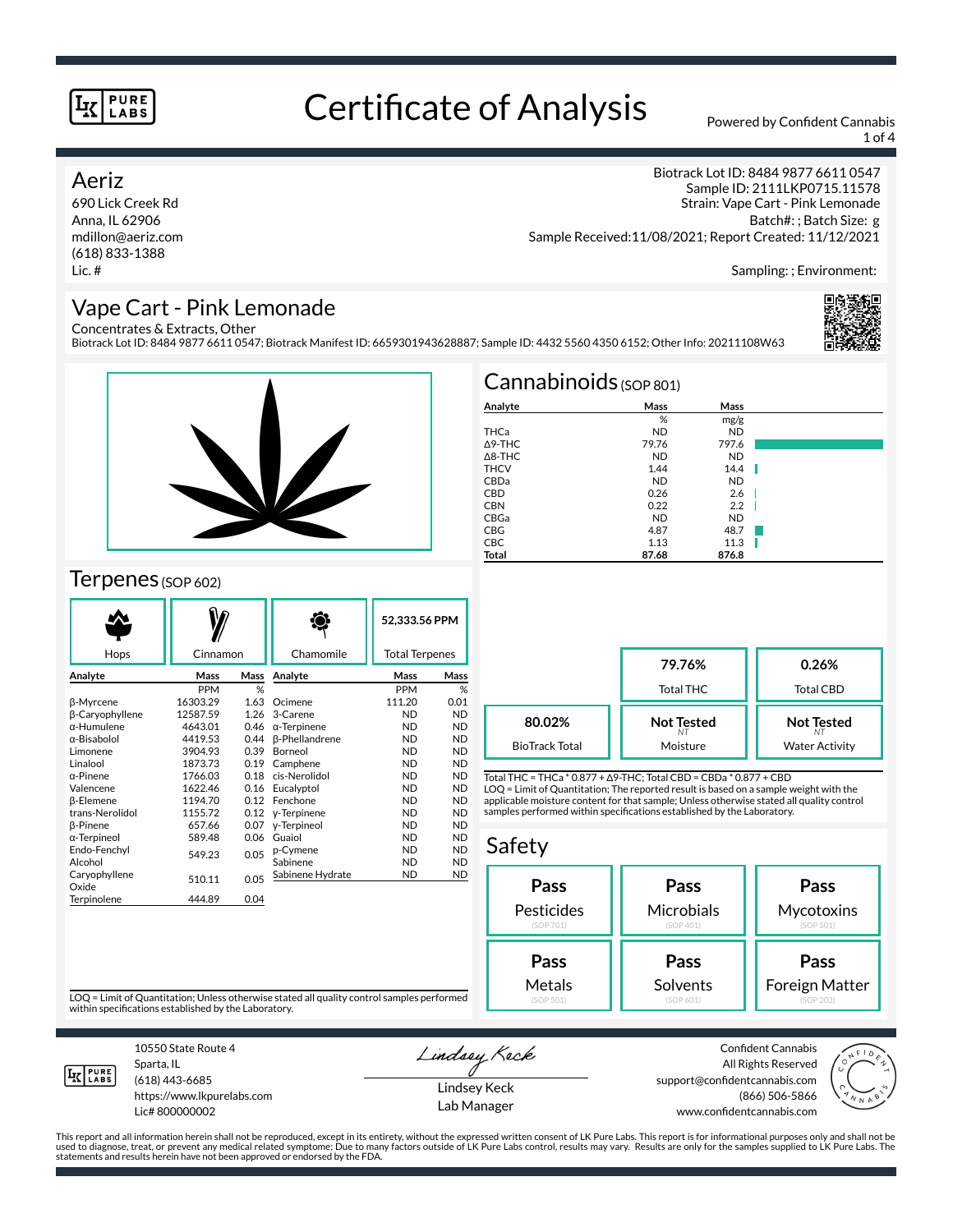# Certificate of Analysis

Powered by Confident Cannabis

## Aeriz

690 Lick Creek Rd
Anna, IL 62906
mdillon@aeriz.com
(618) 833-1388
Lic. #

Biotrack Lot ID: 8484 9877 6611 0547
Sample ID: 2111LKP0715.11578
Strain: Vape Cart - Pink Lemonade
Batch#: ; Batch Size: g
Sample Received:11/08/2021; Report Created: 11/12/2021

Sampling: ; Environment:

## Vape Cart - Pink Lemonade

Concentrates & Extracts, Other
Biotrack Lot ID: 8484 9877 6611 0547; Biotrack Manifest ID: 6659301943628887; Sample ID: 4432 5560 4350 6152; Other Info: 20211108W63

## Cannabinoids (SOP 801)

| Analyte | Mass | Mass |
|---|---|---|
| | % | mg/g |
| THCa | ND | ND |
| Δ9-THC | 79.76 | 797.6 |
| Δ8-THC | ND | ND |
| THCV | 1.44 | 14.4 |
| CBDa | ND | ND |
| CBD | 0.26 | 2.6 |
| CBN | 0.22 | 2.2 |
| CBGa | ND | ND |
| CBG | 4.87 | 48.7 |
| CBC | 1.13 | 11.3 |
| **Total** | **87.68** | **876.8** |

| | | |
|---|---|---|
| | **79.76%** Total THC | **0.26%** Total CBD |
| **80.02%** BioTrack Total | **Not Tested** Moisture | **Not Tested** Water Activity |

Total THC = THCa * 0.877 + Δ9-THC; Total CBD = CBDa * 0.877 + CBD
LOQ = Limit of Quantitation; The reported result is based on a sample weight with the applicable moisture content for that sample; Unless otherwise stated all quality control samples performed within specifications established by the Laboratory.

## Terpenes (SOP 602)

Hops | Cinnamon | Chamomile | **52,333.56 PPM** Total Terpenes

| Analyte | Mass | Mass | Analyte | Mass | Mass |
|---|---|---|---|---|---|
| | PPM | % | | PPM | % |
| β-Myrcene | 16303.29 | 1.63 | Ocimene | 111.20 | 0.01 |
| β-Caryophyllene | 12587.59 | 1.26 | 3-Carene | ND | ND |
| α-Humulene | 4643.01 | 0.46 | α-Terpinene | ND | ND |
| α-Bisabolol | 4419.53 | 0.44 | β-Phellandrene | ND | ND |
| Limonene | 3904.93 | 0.39 | Borneol | ND | ND |
| Linalool | 1873.73 | 0.19 | Camphene | ND | ND |
| α-Pinene | 1766.03 | 0.18 | cis-Nerolidol | ND | ND |
| Valencene | 1622.46 | 0.16 | Eucalyptol | ND | ND |
| β-Elemene | 1194.70 | 0.12 | Fenchone | ND | ND |
| trans-Nerolidol | 1155.72 | 0.12 | γ-Terpinene | ND | ND |
| β-Pinene | 657.66 | 0.07 | γ-Terpineol | ND | ND |
| α-Terpineol | 589.48 | 0.06 | Guaiol | ND | ND |
| Endo-Fenchyl Alcohol | 549.23 | 0.05 | p-Cymene | ND | ND |
| | | | Sabinene | ND | ND |
| Caryophyllene Oxide | 510.11 | 0.05 | Sabinene Hydrate | ND | ND |
| Terpinolene | 444.89 | 0.04 | | | |

LOQ = Limit of Quantitation; Unless otherwise stated all quality control samples performed within specifications established by the Laboratory.

## Safety

| | | |
|---|---|---|
| **Pass** Pesticides (SOP 701) | **Pass** Microbials (SOP 401) | **Pass** Mycotoxins (SOP 501) |
| **Pass** Metals (SOP 501) | **Pass** Solvents (SOP 601) | **Pass** Foreign Matter (SOP 203) |

10550 State Route 4
Sparta, IL
(618) 443-6685
https://www.lkpurelabs.com
Lic# 800000002

Lindsey Keck
Lab Manager

Confident Cannabis
All Rights Reserved
support@confidentcannabis.com
(866) 506-5866
www.confidentcannabis.com

This report and all information herein shall not be reproduced, except in its entirety, without the expressed written consent of LK Pure Labs. This report is for informational purposes only and shall not be used to diagnose, treat, or prevent any medical related symptome; Due to many factors outside of LK Pure Labs control, results may vary. Results are only for the samples supplied to LK Pure Labs. The statements and results herein have not been approved or endorsed by the FDA.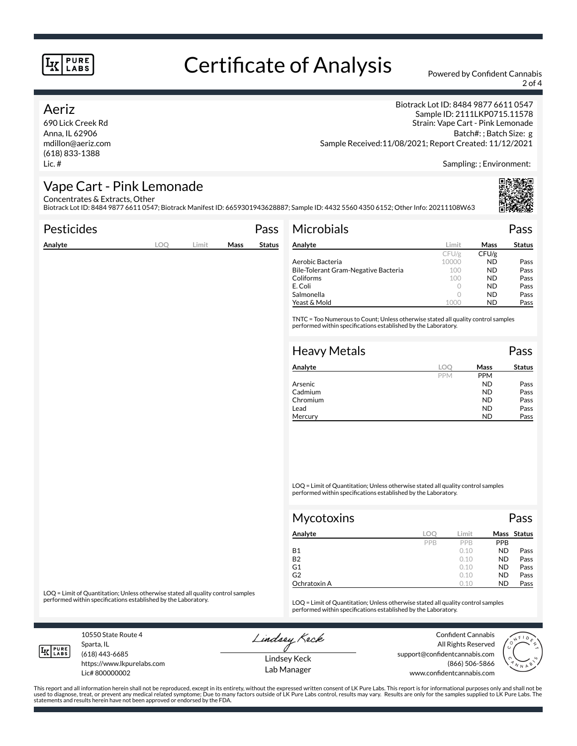# Certificate of Analysis

Powered by Confident Cannabis

## Aeriz

690 Lick Creek Rd
Anna, IL 62906
mdillon@aeriz.com
(618) 833-1388
Lic. #

Biotrack Lot ID: 8484 9877 6611 0547
Sample ID: 2111LKP0715.11578
Strain: Vape Cart - Pink Lemonade
Batch#: ; Batch Size: g
Sample Received:11/08/2021; Report Created: 11/12/2021

Sampling: ; Environment:

## Vape Cart - Pink Lemonade

Concentrates & Extracts, Other
Biotrack Lot ID: 8484 9877 6611 0547; Biotrack Manifest ID: 6659301943628887; Sample ID: 4432 5560 4350 6152; Other Info: 20211108W63

### Pesticides — Pass

| Analyte | LOQ | Limit | Mass | Status |
|---|---|---|---|---|

LOQ = Limit of Quantitation; Unless otherwise stated all quality control samples performed within specifications established by the Laboratory.

### Microbials — Pass

| Analyte | Limit | Mass | Status |
|---|---|---|---|
| | CFU/g | CFU/g | |
| Aerobic Bacteria | 10000 | ND | Pass |
| Bile-Tolerant Gram-Negative Bacteria | 100 | ND | Pass |
| Coliforms | 100 | ND | Pass |
| E. Coli | 0 | ND | Pass |
| Salmonella | 0 | ND | Pass |
| Yeast & Mold | 1000 | ND | Pass |

TNTC = Too Numerous to Count; Unless otherwise stated all quality control samples performed within specifications established by the Laboratory.

### Heavy Metals — Pass

| Analyte | LOQ | Mass | Status |
|---|---|---|---|
| | PPM | PPM | |
| Arsenic | | ND | Pass |
| Cadmium | | ND | Pass |
| Chromium | | ND | Pass |
| Lead | | ND | Pass |
| Mercury | | ND | Pass |

LOQ = Limit of Quantitation; Unless otherwise stated all quality control samples performed within specifications established by the Laboratory.

### Mycotoxins — Pass

| Analyte | LOQ | Limit | Mass | Status |
|---|---|---|---|---|
| | PPB | PPB | PPB | |
| B1 | | 0.10 | ND | Pass |
| B2 | | 0.10 | ND | Pass |
| G1 | | 0.10 | ND | Pass |
| G2 | | 0.10 | ND | Pass |
| Ochratoxin A | | 0.10 | ND | Pass |

LOQ = Limit of Quantitation; Unless otherwise stated all quality control samples performed within specifications established by the Laboratory.

10550 State Route 4
Sparta, IL
(618) 443-6685
https://www.lkpurelabs.com
Lic# 800000002

Lindsey Keck
Lab Manager

Confident Cannabis
All Rights Reserved
support@confidentcannabis.com
(866) 506-5866
www.confidentcannabis.com

This report and all information herein shall not be reproduced, except in its entirety, without the expressed written consent of LK Pure Labs. This report is for informational purposes only and shall not be used to diagnose, treat, or prevent any medical related symptome; Due to many factors outside of LK Pure Labs control, results may vary. Results are only for the samples supplied to LK Pure Labs. The statements and results herein have not been approved or endorsed by the FDA.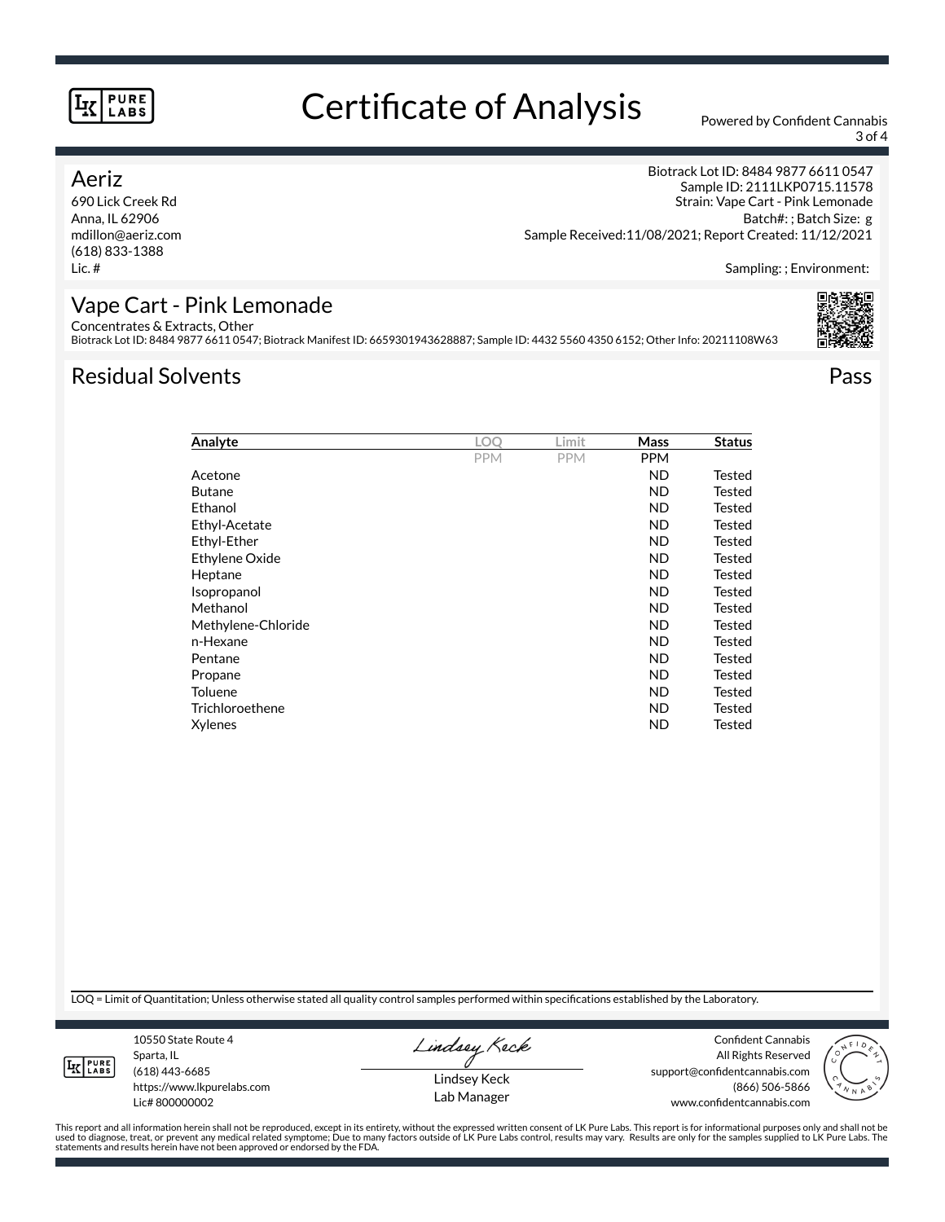# Certificate of Analysis

Powered by Confident Cannabis

## Aeriz

690 Lick Creek Rd
Anna, IL 62906
mdillon@aeriz.com
(618) 833-1388
Lic. #

Biotrack Lot ID: 8484 9877 6611 0547
Sample ID: 2111LKP0715.11578
Strain: Vape Cart - Pink Lemonade
Batch#: ; Batch Size: g
Sample Received:11/08/2021; Report Created: 11/12/2021

Sampling: ; Environment:

## Vape Cart - Pink Lemonade

Concentrates & Extracts, Other
Biotrack Lot ID: 8484 9877 6611 0547; Biotrack Manifest ID: 6659301943628887; Sample ID: 4432 5560 4350 6152; Other Info: 20211108W63

## Residual Solvents

Pass

| Analyte | LOQ | Limit | Mass | Status |
|---|---|---|---|---|
| | PPM | PPM | PPM | |
| Acetone | | | ND | Tested |
| Butane | | | ND | Tested |
| Ethanol | | | ND | Tested |
| Ethyl-Acetate | | | ND | Tested |
| Ethyl-Ether | | | ND | Tested |
| Ethylene Oxide | | | ND | Tested |
| Heptane | | | ND | Tested |
| Isopropanol | | | ND | Tested |
| Methanol | | | ND | Tested |
| Methylene-Chloride | | | ND | Tested |
| n-Hexane | | | ND | Tested |
| Pentane | | | ND | Tested |
| Propane | | | ND | Tested |
| Toluene | | | ND | Tested |
| Trichloroethene | | | ND | Tested |
| Xylenes | | | ND | Tested |

LOQ = Limit of Quantitation; Unless otherwise stated all quality control samples performed within specifications established by the Laboratory.

10550 State Route 4
Sparta, IL
(618) 443-6685
https://www.lkpurelabs.com
Lic# 800000002

Lindsey Keck
Lab Manager

Confident Cannabis
All Rights Reserved
support@confidentcannabis.com
(866) 506-5866
www.confidentcannabis.com

This report and all information herein shall not be reproduced, except in its entirety, without the expressed written consent of LK Pure Labs. This report is for informational purposes only and shall not be used to diagnose, treat, or prevent any medical related symptome; Due to many factors outside of LK Pure Labs control, results may vary. Results are only for the samples supplied to LK Pure Labs. The statements and results herein have not been approved or endorsed by the FDA.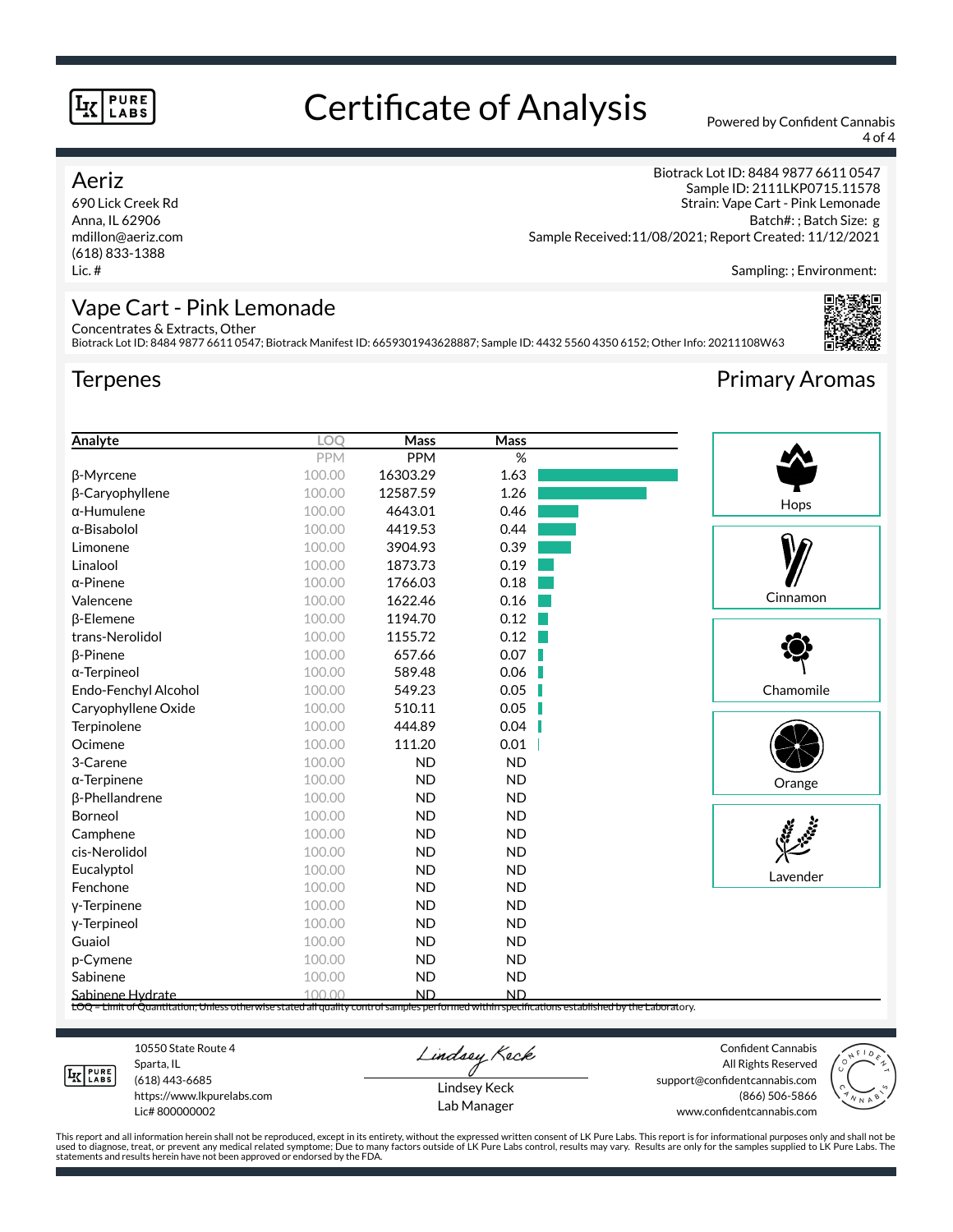# Certificate of Analysis

Powered by Confident Cannabis

## Aeriz

690 Lick Creek Rd
Anna, IL 62906
mdillon@aeriz.com
(618) 833-1388
Lic. #

Biotrack Lot ID: 8484 9877 6611 0547
Sample ID: 2111LKP0715.11578
Strain: Vape Cart - Pink Lemonade
Batch#: ; Batch Size: g
Sample Received:11/08/2021; Report Created: 11/12/2021

Sampling: ; Environment:

## Vape Cart - Pink Lemonade

Concentrates & Extracts, Other
Biotrack Lot ID: 8484 9877 6611 0547; Biotrack Manifest ID: 6659301943628887; Sample ID: 4432 5560 4350 6152; Other Info: 20211108W63

## Terpenes

| Analyte | LOQ | Mass | Mass |
|---|---|---|---|
| | PPM | PPM | % |
| β-Myrcene | 100.00 | 16303.29 | 1.63 |
| β-Caryophyllene | 100.00 | 12587.59 | 1.26 |
| α-Humulene | 100.00 | 4643.01 | 0.46 |
| α-Bisabolol | 100.00 | 4419.53 | 0.44 |
| Limonene | 100.00 | 3904.93 | 0.39 |
| Linalool | 100.00 | 1873.73 | 0.19 |
| α-Pinene | 100.00 | 1766.03 | 0.18 |
| Valencene | 100.00 | 1622.46 | 0.16 |
| β-Elemene | 100.00 | 1194.70 | 0.12 |
| trans-Nerolidol | 100.00 | 1155.72 | 0.12 |
| β-Pinene | 100.00 | 657.66 | 0.07 |
| α-Terpineol | 100.00 | 589.48 | 0.06 |
| Endo-Fenchyl Alcohol | 100.00 | 549.23 | 0.05 |
| Caryophyllene Oxide | 100.00 | 510.11 | 0.05 |
| Terpinolene | 100.00 | 444.89 | 0.04 |
| Ocimene | 100.00 | 111.20 | 0.01 |
| 3-Carene | 100.00 | ND | ND |
| α-Terpinene | 100.00 | ND | ND |
| β-Phellandrene | 100.00 | ND | ND |
| Borneol | 100.00 | ND | ND |
| Camphene | 100.00 | ND | ND |
| cis-Nerolidol | 100.00 | ND | ND |
| Eucalyptol | 100.00 | ND | ND |
| Fenchone | 100.00 | ND | ND |
| γ-Terpinene | 100.00 | ND | ND |
| γ-Terpineol | 100.00 | ND | ND |
| Guaiol | 100.00 | ND | ND |
| p-Cymene | 100.00 | ND | ND |
| Sabinene | 100.00 | ND | ND |
| Sabinene Hydrate | 100.00 | ND | ND |

LOQ = Limit of Quantitation; Unless otherwise stated all quality control samples performed within specifications established by the Laboratory.

## Primary Aromas

Hops
Cinnamon
Chamomile
Orange
Lavender

10550 State Route 4
Sparta, IL
(618) 443-6685
https://www.lkpurelabs.com
Lic# 800000002

Lindsey Keck
Lab Manager

Confident Cannabis
All Rights Reserved
support@confidentcannabis.com
(866) 506-5866
www.confidentcannabis.com

This report and all information herein shall not be reproduced, except in its entirety, without the expressed written consent of LK Pure Labs. This report is for informational purposes only and shall not be used to diagnose, treat, or prevent any medical related symptome; Due to many factors outside of LK Pure Labs control, results may vary. Results are only for the samples supplied to LK Pure Labs. The statements and results herein have not been approved or endorsed by the FDA.